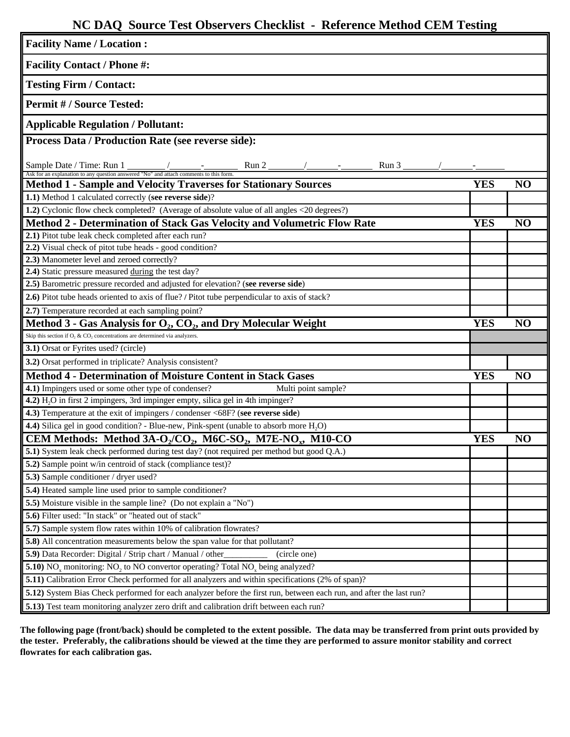# NC DAQ Source Test Observers Checklist - Reference Method CEM Testing

**Facility Name / Location :**

**Facility Contact / Phone #:**

**Testing Firm / Contact:**

**Permit # / Source Tested:**

**Applicable Regulation / Pollutant:**

**Process Data / Production Rate (see reverse side):**

Sample Date / Time: Run 1 ________ /_______-_______ Run 2 ________/_______-_______ Run 3 ________/_______-_______

Ask for an explanation to any question answered "No" and attach comments to this form.

| **Method 1 - Sample and Velocity Traverses for Stationary Sources** | **YES** | **NO** |
|---|---|---|
| **1.1)** Method 1 calculated correctly (**see reverse side**)? | | |
| **1.2)** Cyclonic flow check completed? (Average of absolute value of all angles <20 degrees?) | | |

| **Method 2 - Determination of Stack Gas Velocity and Volumetric Flow Rate** | **YES** | **NO** |
|---|---|---|
| **2.1)** Pitot tube leak check completed after each run? | | |
| **2.2)** Visual check of pitot tube heads - good condition? | | |
| **2.3)** Manometer level and zeroed correctly? | | |
| **2.4)** Static pressure measured during the test day? | | |
| **2.5)** Barometric pressure recorded and adjusted for elevation? (**see reverse side**) | | |
| **2.6)** Pitot tube heads oriented to axis of flue? / Pitot tube perpendicular to axis of stack? | | |
| **2.7)** Temperature recorded at each sampling point? | | |

| **Method 3 - Gas Analysis for $O_2$, $CO_2$, and Dry Molecular Weight** | **YES** | **NO** |
|---|---|---|
| Skip this section if $O_2$ & $CO_2$ concentrations are determined via analyzers. | | |
| **3.1)** Orsat or Fyrites used? (circle) | | |
| **3.2)** Orsat performed in triplicate? Analysis consistent? | | |

| **Method 4 - Determination of Moisture Content in Stack Gases** | **YES** | **NO** |
|---|---|---|
| **4.1)** Impingers used or some other type of condenser? Multi point sample? | | |
| **4.2)** $H_2O$ in first 2 impingers, 3rd impinger empty, silica gel in 4th impinger? | | |
| **4.3)** Temperature at the exit of impingers / condenser <68F? (**see reverse side**) | | |
| **4.4)** Silica gel in good condition? - Blue-new, Pink-spent (unable to absorb more $H_2O$) | | |

| **CEM Methods: Method 3A-$O_2$/$CO_2$, M6C-$SO_2$, M7E-$NO_x$, M10-CO** | **YES** | **NO** |
|---|---|---|
| **5.1)** System leak check performed during test day? (not required per method but good Q.A.) | | |
| **5.2)** Sample point w/in centroid of stack (compliance test)? | | |
| **5.3)** Sample conditioner / dryer used? | | |
| **5.4)** Heated sample line used prior to sample conditioner? | | |
| **5.5)** Moisture visible in the sample line? (Do not explain a "No") | | |
| **5.6)** Filter used: "In stack" or "heated out of stack" | | |
| **5.7)** Sample system flow rates within 10% of calibration flowrates? | | |
| **5.8)** All concentration measurements below the span value for that pollutant? | | |
| **5.9)** Data Recorder: Digital / Strip chart / Manual / other__________ (circle one) | | |
| **5.10)** $NO_x$ monitoring: $NO_2$ to NO convertor operating? Total $NO_x$ being analyzed? | | |
| **5.11)** Calibration Error Check performed for all analyzers and within specifications (2% of span)? | | |
| **5.12)** System Bias Check performed for each analyzer before the first run, between each run, and after the last run? | | |
| **5.13)** Test team monitoring analyzer zero drift and calibration drift between each run? | | |

**The following page (front/back) should be completed to the extent possible. The data may be transferred from print outs provided by the tester. Preferably, the calibrations should be viewed at the time they are performed to assure monitor stability and correct flowrates for each calibration gas.**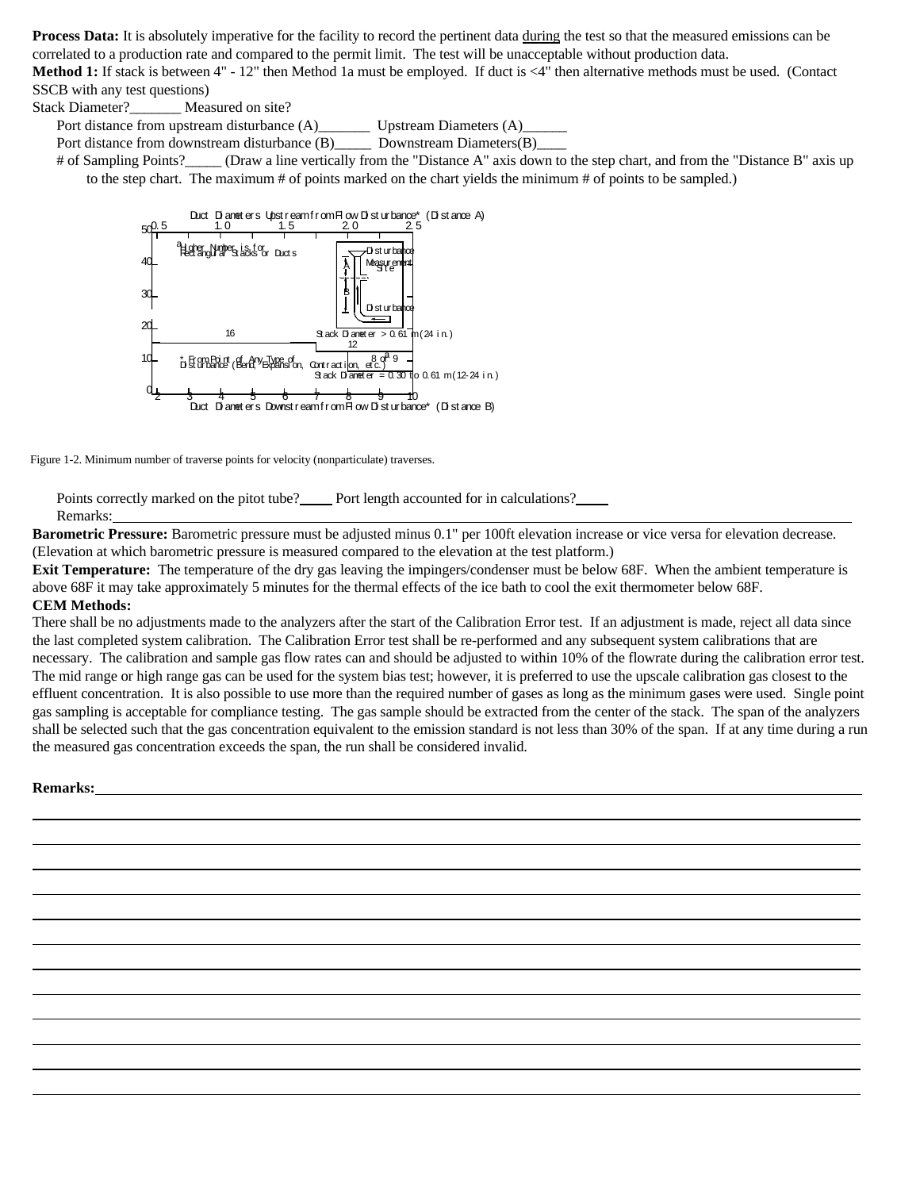**Process Data:** It is absolutely imperative for the facility to record the pertinent data during the test so that the measured emissions can be correlated to a production rate and compared to the permit limit. The test will be unacceptable without production data.

**Method 1:** If stack is between 4" - 12" then Method 1a must be employed. If duct is <4" then alternative methods must be used. (Contact SSCB with any test questions)

Stack Diameter?_______ Measured on site?

Port distance from upstream disturbance (A)_______ Upstream Diameters (A)______

Port distance from downstream disturbance (B)_____ Downstream Diameters(B)____

# of Sampling Points?_____ (Draw a line vertically from the "Distance A" axis down to the step chart, and from the "Distance B" axis up to the step chart. The maximum # of points marked on the chart yields the minimum # of points to be sampled.)

Duct Diameters Upstream from Flow Disturbance* (Distance A)

0.5 1.0 1.5 2.0 2.5

50 40 30 20 10 0

[a] Higher Number is for Rectangular Stacks or Ducts

Disturbance

Measurement Site

A

B

Disturbance

16

Stack Diameter > 0.61 m (24 in.)

12

8 or 9[a]

* From Point of Any Type of Disturbance (Bend, Expansion, Contraction, etc.)

Stack Diameter = 0.30 to 0.61 m (12-24 in.)

2 3 4 5 6 7 8 9 10

Duct Diameters Downstream from Flow Disturbance* (Distance B)

Figure 1-2. Minimum number of traverse points for velocity (nonparticulate) traverses.

Points correctly marked on the pitot tube?_____ Port length accounted for in calculations?_____

Remarks:______________________________________________________________________

**Barometric Pressure:** Barometric pressure must be adjusted minus 0.1" per 100ft elevation increase or vice versa for elevation decrease. (Elevation at which barometric pressure is measured compared to the elevation at the test platform.)

**Exit Temperature:** The temperature of the dry gas leaving the impingers/condenser must be below 68F. When the ambient temperature is above 68F it may take approximately 5 minutes for the thermal effects of the ice bath to cool the exit thermometer below 68F.

**CEM Methods:**

There shall be no adjustments made to the analyzers after the start of the Calibration Error test. If an adjustment is made, reject all data since the last completed system calibration. The Calibration Error test shall be re-performed and any subsequent system calibrations that are necessary. The calibration and sample gas flow rates can and should be adjusted to within 10% of the flowrate during the calibration error test. The mid range or high range gas can be used for the system bias test; however, it is preferred to use the upscale calibration gas closest to the effluent concentration. It is also possible to use more than the required number of gases as long as the minimum gases were used. Single point gas sampling is acceptable for compliance testing. The gas sample should be extracted from the center of the stack. The span of the analyzers shall be selected such that the gas concentration equivalent to the emission standard is not less than 30% of the span. If at any time during a run the measured gas concentration exceeds the span, the run shall be considered invalid.

**Remarks:**______________________________________________________________________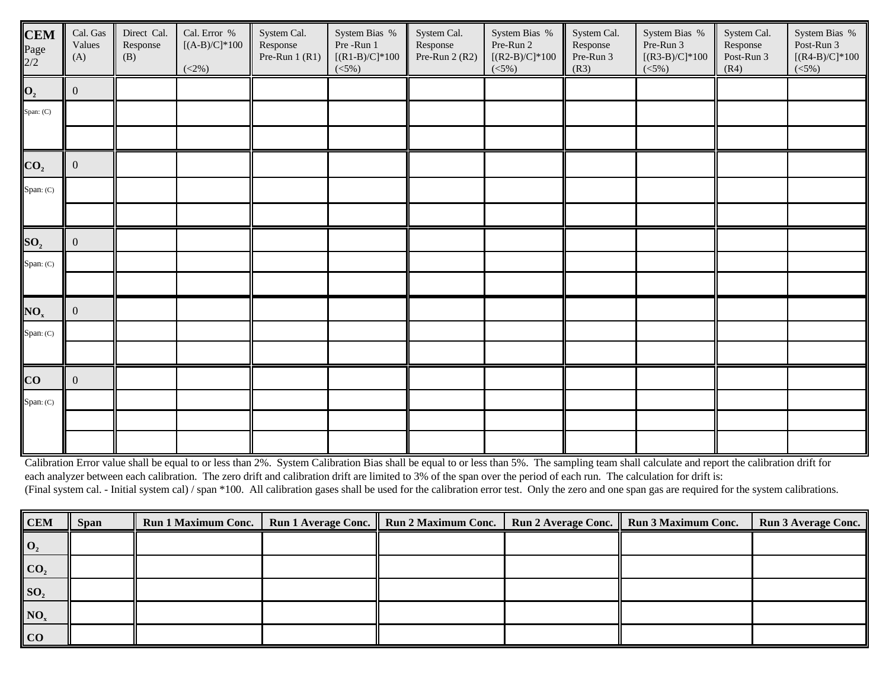| CEM Page 2/2 | Cal. Gas Values (A) | Direct Cal. Response (B) | Cal. Error % [(A-B)/C]*100 (<2%) | System Cal. Response Pre-Run 1 (R1) | System Bias % Pre -Run 1 [(R1-B)/C]*100 (<5%) | System Cal. Response Pre-Run 2 (R2) | System Bias % Pre-Run 2 [(R2-B)/C]*100 (<5%) | System Cal. Response Pre-Run 3 (R3) | System Bias % Pre-Run 3 [(R3-B)/C]*100 (<5%) | System Cal. Response Post-Run 3 (R4) | System Bias % Post-Run 3 [(R4-B)/C]*100 (<5%) |
|---|---|---|---|---|---|---|---|---|---|---|---|
| **$O_2$** | 0 | | | | | | | | | | |
| Span: (C) | | | | | | | | | | | |
| | | | | | | | | | | | |
| **$CO_2$** | 0 | | | | | | | | | | |
| Span: (C) | | | | | | | | | | | |
| | | | | | | | | | | | |
| **$SO_2$** | 0 | | | | | | | | | | |
| Span: (C) | | | | | | | | | | | |
| | | | | | | | | | | | |
| **$NO_x$** | 0 | | | | | | | | | | |
| Span: (C) | | | | | | | | | | | |
| | | | | | | | | | | | |
| **CO** | 0 | | | | | | | | | | |
| Span: (C) | | | | | | | | | | | |
| | | | | | | | | | | | |
| | | | | | | | | | | | |

Calibration Error value shall be equal to or less than 2%. System Calibration Bias shall be equal to or less than 5%. The sampling team shall calculate and report the calibration drift for each analyzer between each calibration. The zero drift and calibration drift are limited to 3% of the span over the period of each run. The calculation for drift is: (Final system cal. - Initial system cal) / span *100. All calibration gases shall be used for the calibration error test. Only the zero and one span gas are required for the system calibrations.

| CEM | Span | Run 1 Maximum Conc. | Run 1 Average Conc. | Run 2 Maximum Conc. | Run 2 Average Conc. | Run 3 Maximum Conc. | Run 3 Average Conc. |
|---|---|---|---|---|---|---|---|
| **$O_2$** | | | | | | | |
| **$CO_2$** | | | | | | | |
| **$SO_2$** | | | | | | | |
| **$NO_x$** | | | | | | | |
| **CO** | | | | | | | |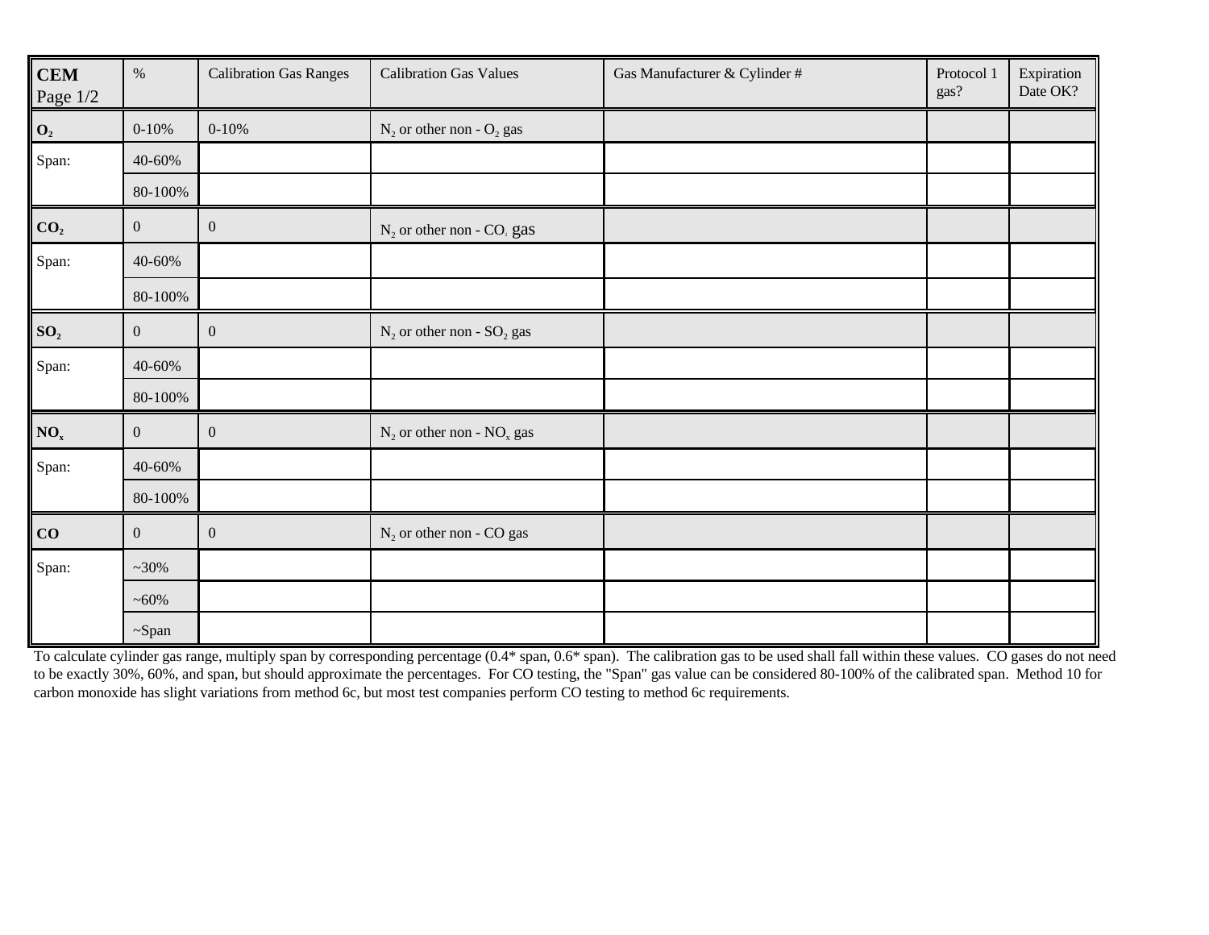| **CEM** Page 1/2 | % | Calibration Gas Ranges | Calibration Gas Values | Gas Manufacturer & Cylinder # | Protocol 1 gas? | Expiration Date OK? |
|---|---|---|---|---|---|---|
| **$O_2$** | 0-10% | 0-10% | $N_2$ or other non - $O_2$ gas | | | |
| Span: | 40-60% | | | | | |
| | 80-100% | | | | | |
| **$CO_2$** | 0 | 0 | $N_2$ or other non - $CO_2$ gas | | | |
| Span: | 40-60% | | | | | |
| | 80-100% | | | | | |
| **$SO_2$** | 0 | 0 | $N_2$ or other non - $SO_2$ gas | | | |
| Span: | 40-60% | | | | | |
| | 80-100% | | | | | |
| **$NO_x$** | 0 | 0 | $N_2$ or other non - $NO_x$ gas | | | |
| Span: | 40-60% | | | | | |
| | 80-100% | | | | | |
| **CO** | 0 | 0 | $N_2$ or other non - CO gas | | | |
| Span: | ~30% | | | | | |
| | ~60% | | | | | |
| | ~Span | | | | | |

To calculate cylinder gas range, multiply span by corresponding percentage (0.4* span, 0.6* span). The calibration gas to be used shall fall within these values. CO gases do not need to be exactly 30%, 60%, and span, but should approximate the percentages. For CO testing, the "Span" gas value can be considered 80-100% of the calibrated span. Method 10 for carbon monoxide has slight variations from method 6c, but most test companies perform CO testing to method 6c requirements.